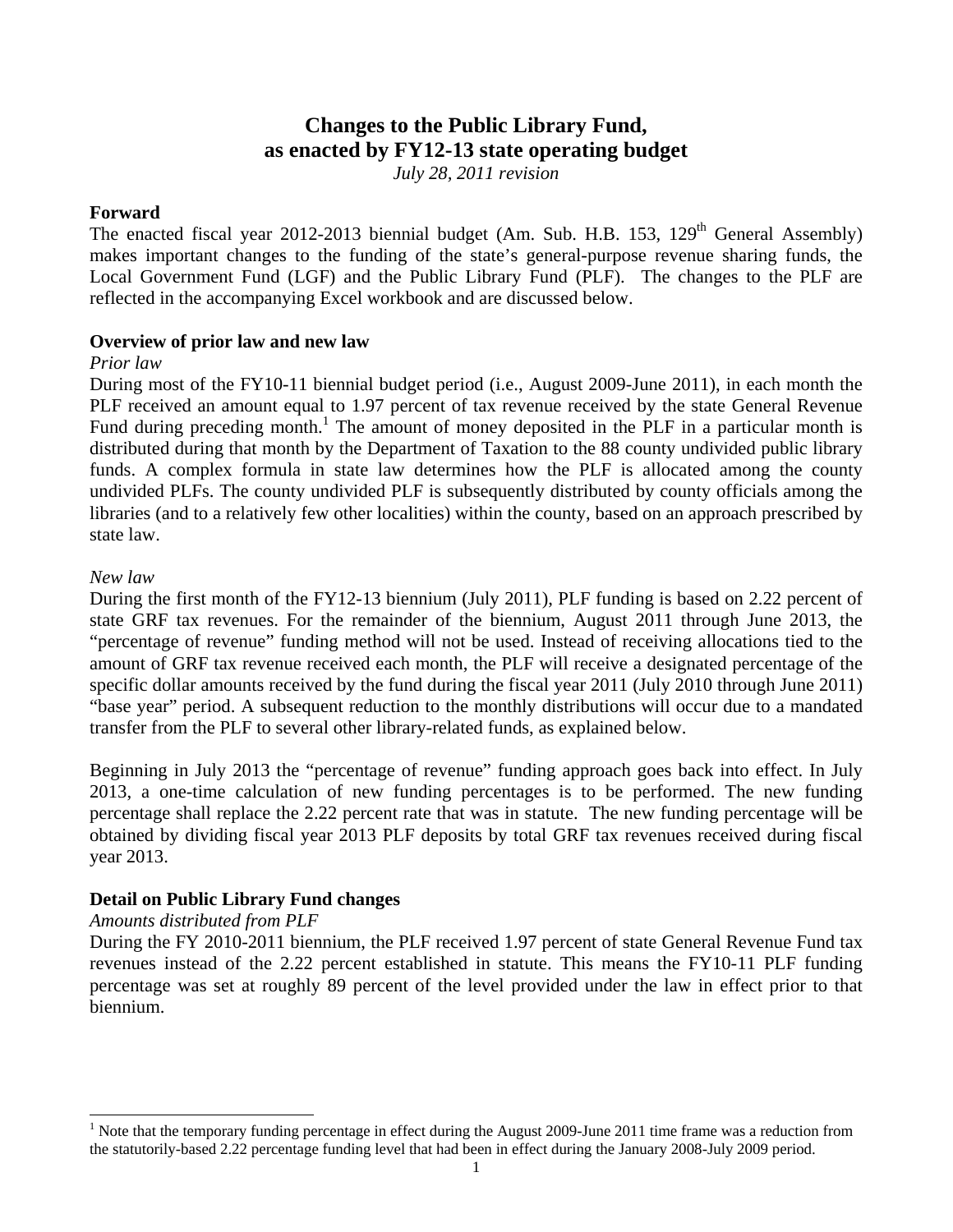# Changes to the Public Library Fund, as enacted by FY12-13 state operating budget

*July 28, 2011 revision*

## Forward

The enacted fiscal year 2012-2013 biennial budget (Am. Sub. H.B. 153, 129th General Assembly) makes important changes to the funding of the state's general-purpose revenue sharing funds, the Local Government Fund (LGF) and the Public Library Fund (PLF). The changes to the PLF are reflected in the accompanying Excel workbook and are discussed below.

## Overview of prior law and new law

*Prior law*

During most of the FY10-11 biennial budget period (i.e., August 2009-June 2011), in each month the PLF received an amount equal to 1.97 percent of tax revenue received by the state General Revenue Fund during preceding month.[1] The amount of money deposited in the PLF in a particular month is distributed during that month by the Department of Taxation to the 88 county undivided public library funds. A complex formula in state law determines how the PLF is allocated among the county undivided PLFs. The county undivided PLF is subsequently distributed by county officials among the libraries (and to a relatively few other localities) within the county, based on an approach prescribed by state law.

*New law*

During the first month of the FY12-13 biennium (July 2011), PLF funding is based on 2.22 percent of state GRF tax revenues. For the remainder of the biennium, August 2011 through June 2013, the "percentage of revenue" funding method will not be used. Instead of receiving allocations tied to the amount of GRF tax revenue received each month, the PLF will receive a designated percentage of the specific dollar amounts received by the fund during the fiscal year 2011 (July 2010 through June 2011) "base year" period. A subsequent reduction to the monthly distributions will occur due to a mandated transfer from the PLF to several other library-related funds, as explained below.

Beginning in July 2013 the "percentage of revenue" funding approach goes back into effect. In July 2013, a one-time calculation of new funding percentages is to be performed. The new funding percentage shall replace the 2.22 percent rate that was in statute. The new funding percentage will be obtained by dividing fiscal year 2013 PLF deposits by total GRF tax revenues received during fiscal year 2013.

## Detail on Public Library Fund changes

*Amounts distributed from PLF*

During the FY 2010-2011 biennium, the PLF received 1.97 percent of state General Revenue Fund tax revenues instead of the 2.22 percent established in statute. This means the FY10-11 PLF funding percentage was set at roughly 89 percent of the level provided under the law in effect prior to that biennium.

[1] Note that the temporary funding percentage in effect during the August 2009-June 2011 time frame was a reduction from the statutorily-based 2.22 percentage funding level that had been in effect during the January 2008-July 2009 period.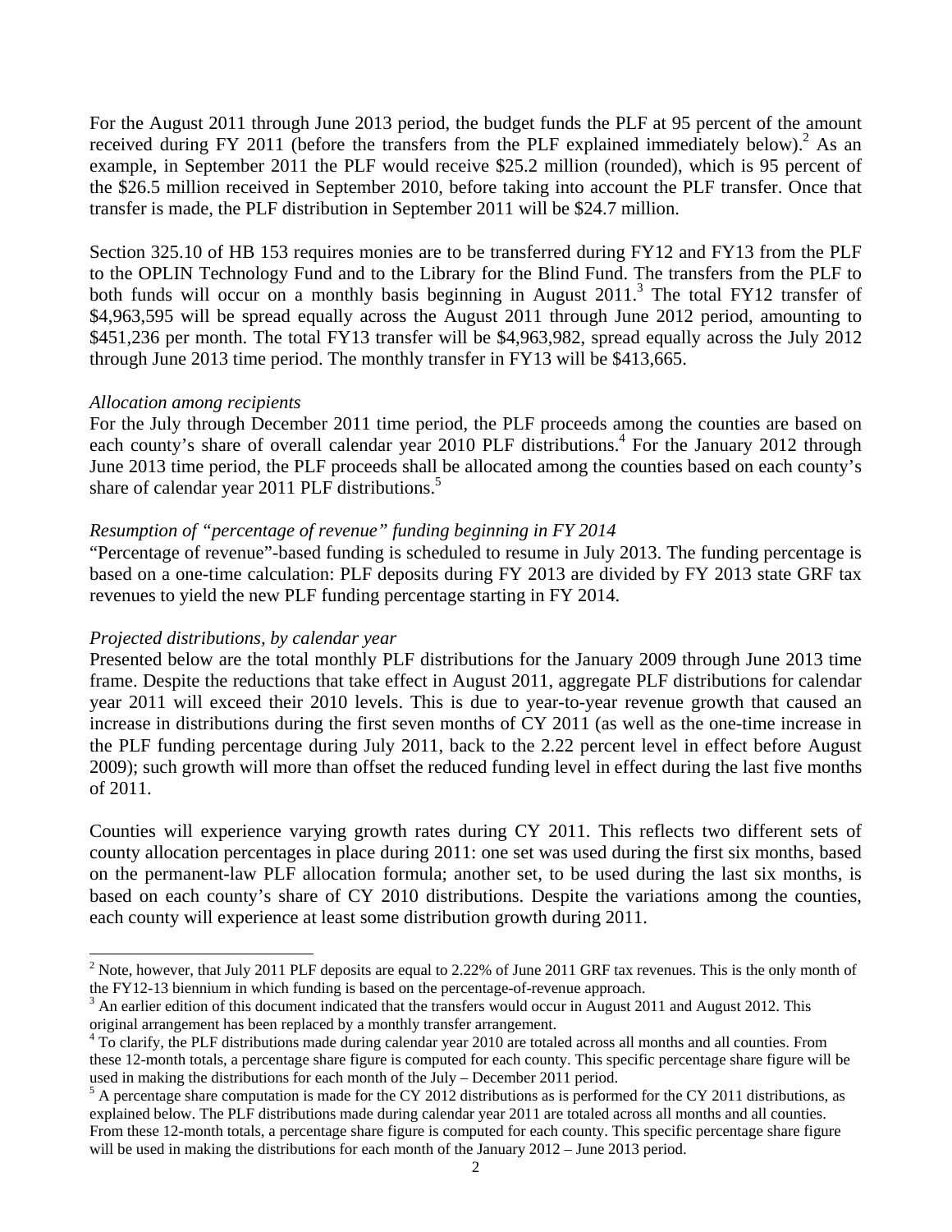For the August 2011 through June 2013 period, the budget funds the PLF at 95 percent of the amount received during FY 2011 (before the transfers from the PLF explained immediately below).[2] As an example, in September 2011 the PLF would receive $25.2 million (rounded), which is 95 percent of the $26.5 million received in September 2010, before taking into account the PLF transfer. Once that transfer is made, the PLF distribution in September 2011 will be $24.7 million.

Section 325.10 of HB 153 requires monies are to be transferred during FY12 and FY13 from the PLF to the OPLIN Technology Fund and to the Library for the Blind Fund. The transfers from the PLF to both funds will occur on a monthly basis beginning in August 2011.[3] The total FY12 transfer of $4,963,595 will be spread equally across the August 2011 through June 2012 period, amounting to $451,236 per month. The total FY13 transfer will be $4,963,982, spread equally across the July 2012 through June 2013 time period. The monthly transfer in FY13 will be $413,665.

*Allocation among recipients*

For the July through December 2011 time period, the PLF proceeds among the counties are based on each county's share of overall calendar year 2010 PLF distributions.[4] For the January 2012 through June 2013 time period, the PLF proceeds shall be allocated among the counties based on each county's share of calendar year 2011 PLF distributions.[5]

*Resumption of "percentage of revenue" funding beginning in FY 2014*

"Percentage of revenue"-based funding is scheduled to resume in July 2013. The funding percentage is based on a one-time calculation: PLF deposits during FY 2013 are divided by FY 2013 state GRF tax revenues to yield the new PLF funding percentage starting in FY 2014.

*Projected distributions, by calendar year*

Presented below are the total monthly PLF distributions for the January 2009 through June 2013 time frame. Despite the reductions that take effect in August 2011, aggregate PLF distributions for calendar year 2011 will exceed their 2010 levels. This is due to year-to-year revenue growth that caused an increase in distributions during the first seven months of CY 2011 (as well as the one-time increase in the PLF funding percentage during July 2011, back to the 2.22 percent level in effect before August 2009); such growth will more than offset the reduced funding level in effect during the last five months of 2011.

Counties will experience varying growth rates during CY 2011. This reflects two different sets of county allocation percentages in place during 2011: one set was used during the first six months, based on the permanent-law PLF allocation formula; another set, to be used during the last six months, is based on each county's share of CY 2010 distributions. Despite the variations among the counties, each county will experience at least some distribution growth during 2011.

---

[2] Note, however, that July 2011 PLF deposits are equal to 2.22% of June 2011 GRF tax revenues. This is the only month of the FY12-13 biennium in which funding is based on the percentage-of-revenue approach.

[3] An earlier edition of this document indicated that the transfers would occur in August 2011 and August 2012. This original arrangement has been replaced by a monthly transfer arrangement.

[4] To clarify, the PLF distributions made during calendar year 2010 are totaled across all months and all counties. From these 12-month totals, a percentage share figure is computed for each county. This specific percentage share figure will be used in making the distributions for each month of the July – December 2011 period.

[5] A percentage share computation is made for the CY 2012 distributions as is performed for the CY 2011 distributions, as explained below. The PLF distributions made during calendar year 2011 are totaled across all months and all counties. From these 12-month totals, a percentage share figure is computed for each county. This specific percentage share figure will be used in making the distributions for each month of the January 2012 – June 2013 period.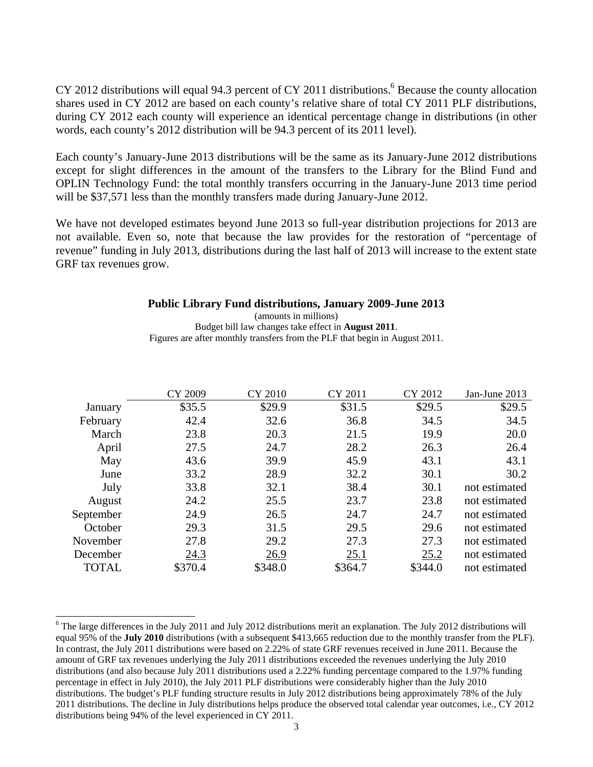CY 2012 distributions will equal 94.3 percent of CY 2011 distributions.[6] Because the county allocation shares used in CY 2012 are based on each county's relative share of total CY 2011 PLF distributions, during CY 2012 each county will experience an identical percentage change in distributions (in other words, each county's 2012 distribution will be 94.3 percent of its 2011 level).

Each county's January-June 2013 distributions will be the same as its January-June 2012 distributions except for slight differences in the amount of the transfers to the Library for the Blind Fund and OPLIN Technology Fund: the total monthly transfers occurring in the January-June 2013 time period will be $37,571 less than the monthly transfers made during January-June 2012.

We have not developed estimates beyond June 2013 so full-year distribution projections for 2013 are not available. Even so, note that because the law provides for the restoration of "percentage of revenue" funding in July 2013, distributions during the last half of 2013 will increase to the extent state GRF tax revenues grow.

**Public Library Fund distributions, January 2009-June 2013**

(amounts in millions)

Budget bill law changes take effect in **August 2011**.

Figures are after monthly transfers from the PLF that begin in August 2011.

| | CY 2009 | CY 2010 | CY 2011 | CY 2012 | Jan-June 2013 |
|---|---|---|---|---|---|
| January | $35.5 | $29.9 | $31.5 | $29.5 | $29.5 |
| February | 42.4 | 32.6 | 36.8 | 34.5 | 34.5 |
| March | 23.8 | 20.3 | 21.5 | 19.9 | 20.0 |
| April | 27.5 | 24.7 | 28.2 | 26.3 | 26.4 |
| May | 43.6 | 39.9 | 45.9 | 43.1 | 43.1 |
| June | 33.2 | 28.9 | 32.2 | 30.1 | 30.2 |
| July | 33.8 | 32.1 | 38.4 | 30.1 | not estimated |
| August | 24.2 | 25.5 | 23.7 | 23.8 | not estimated |
| September | 24.9 | 26.5 | 24.7 | 24.7 | not estimated |
| October | 29.3 | 31.5 | 29.5 | 29.6 | not estimated |
| November | 27.8 | 29.2 | 27.3 | 27.3 | not estimated |
| December | 24.3 | 26.9 | 25.1 | 25.2 | not estimated |
| TOTAL | $370.4 | $348.0 | $364.7 | $344.0 | not estimated |

[6] The large differences in the July 2011 and July 2012 distributions merit an explanation. The July 2012 distributions will equal 95% of the **July 2010** distributions (with a subsequent $413,665 reduction due to the monthly transfer from the PLF). In contrast, the July 2011 distributions were based on 2.22% of state GRF revenues received in June 2011. Because the amount of GRF tax revenues underlying the July 2011 distributions exceeded the revenues underlying the July 2010 distributions (and also because July 2011 distributions used a 2.22% funding percentage compared to the 1.97% funding percentage in effect in July 2010), the July 2011 PLF distributions were considerably higher than the July 2010 distributions. The budget's PLF funding structure results in July 2012 distributions being approximately 78% of the July 2011 distributions. The decline in July distributions helps produce the observed total calendar year outcomes, i.e., CY 2012 distributions being 94% of the level experienced in CY 2011.